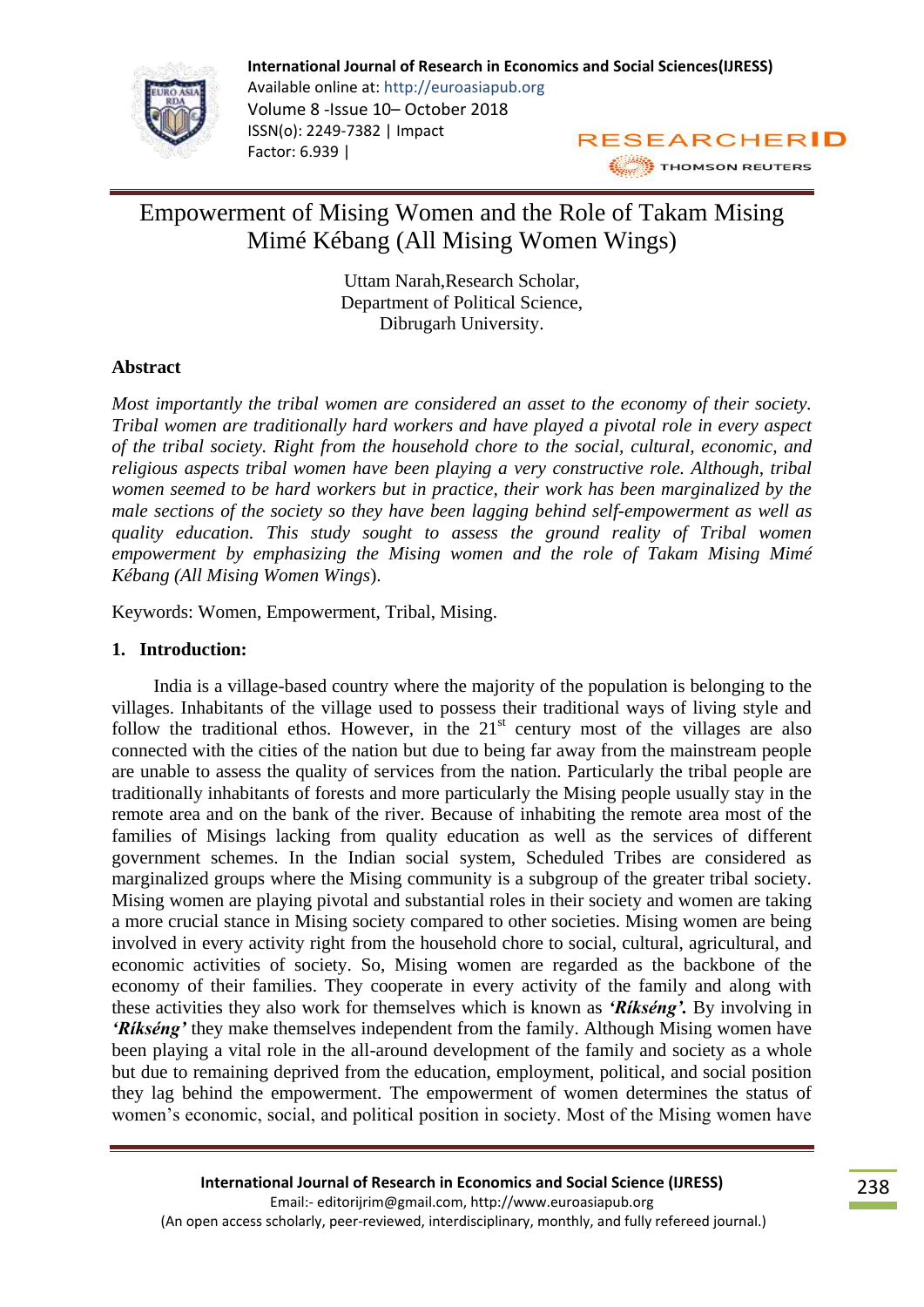# Empowerment of Mising Women and the Role of Takam Mising Mimé Kébang (All Mising Women Wings)

Uttam Narah,Research Scholar,
Department of Political Science,
Dibrugarh University.

## Abstract

*Most importantly the tribal women are considered an asset to the economy of their society. Tribal women are traditionally hard workers and have played a pivotal role in every aspect of the tribal society. Right from the household chore to the social, cultural, economic, and religious aspects tribal women have been playing a very constructive role. Although, tribal women seemed to be hard workers but in practice, their work has been marginalized by the male sections of the society so they have been lagging behind self-empowerment as well as quality education. This study sought to assess the ground reality of Tribal women empowerment by emphasizing the Mising women and the role of Takam Mising Mimé Kébang (All Mising Women Wings).*

Keywords: Women, Empowerment, Tribal, Mising.

## 1. Introduction:

India is a village-based country where the majority of the population is belonging to the villages. Inhabitants of the village used to possess their traditional ways of living style and follow the traditional ethos. However, in the 21st century most of the villages are also connected with the cities of the nation but due to being far away from the mainstream people are unable to assess the quality of services from the nation. Particularly the tribal people are traditionally inhabitants of forests and more particularly the Mising people usually stay in the remote area and on the bank of the river. Because of inhabiting the remote area most of the families of Misings lacking from quality education as well as the services of different government schemes. In the Indian social system, Scheduled Tribes are considered as marginalized groups where the Mising community is a subgroup of the greater tribal society. Mising women are playing pivotal and substantial roles in their society and women are taking a more crucial stance in Mising society compared to other societies. Mising women are being involved in every activity right from the household chore to social, cultural, agricultural, and economic activities of society. So, Mising women are regarded as the backbone of the economy of their families. They cooperate in every activity of the family and along with these activities they also work for themselves which is known as ***'Ríkséng'.*** By involving in ***'Ríkséng'*** they make themselves independent from the family. Although Mising women have been playing a vital role in the all-around development of the family and society as a whole but due to remaining deprived from the education, employment, political, and social position they lag behind the empowerment. The empowerment of women determines the status of women's economic, social, and political position in society. Most of the Mising women have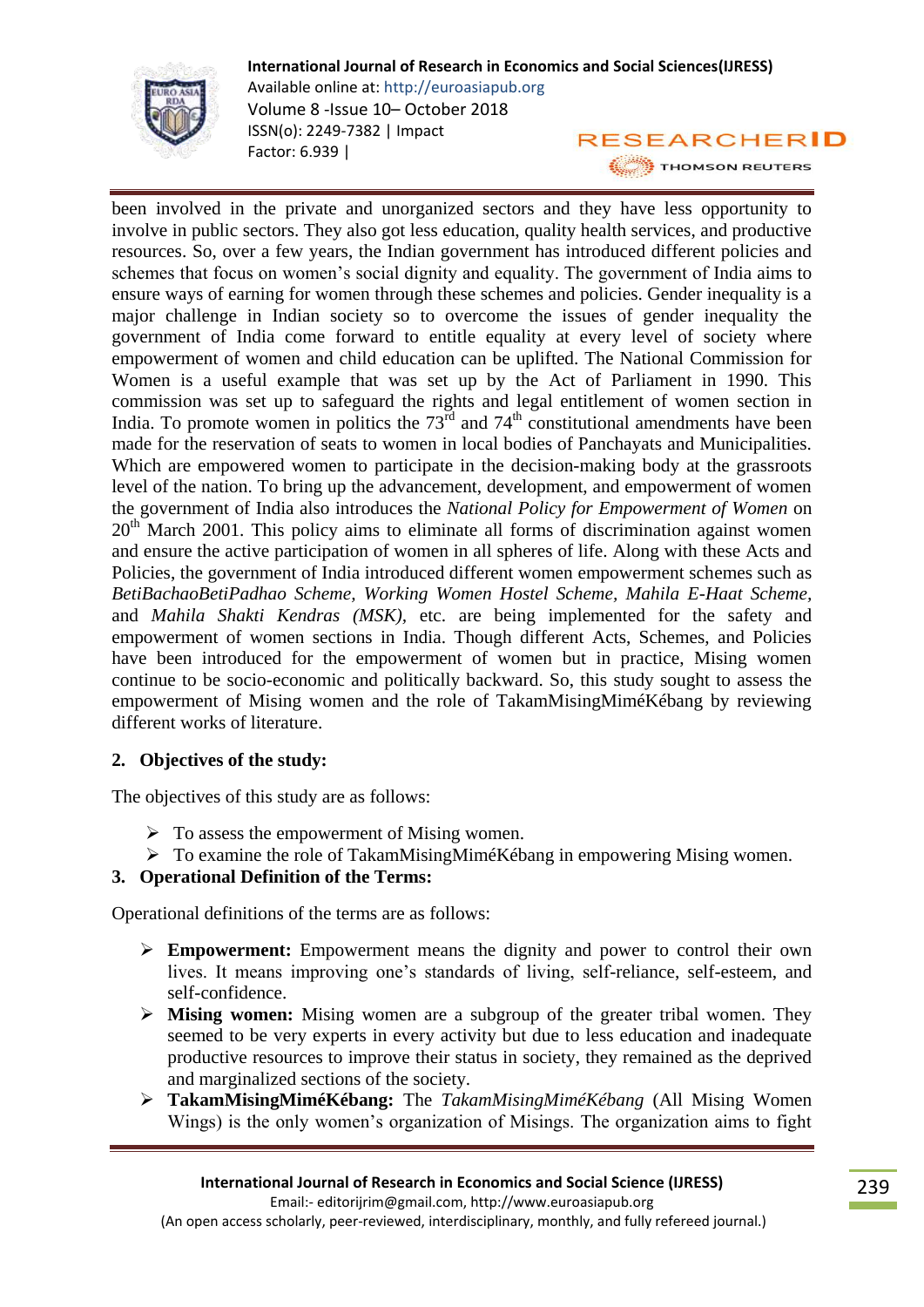been involved in the private and unorganized sectors and they have less opportunity to involve in public sectors. They also got less education, quality health services, and productive resources. So, over a few years, the Indian government has introduced different policies and schemes that focus on women's social dignity and equality. The government of India aims to ensure ways of earning for women through these schemes and policies. Gender inequality is a major challenge in Indian society so to overcome the issues of gender inequality the government of India come forward to entitle equality at every level of society where empowerment of women and child education can be uplifted. The National Commission for Women is a useful example that was set up by the Act of Parliament in 1990. This commission was set up to safeguard the rights and legal entitlement of women section in India. To promote women in politics the 73rd and 74th constitutional amendments have been made for the reservation of seats to women in local bodies of Panchayats and Municipalities. Which are empowered women to participate in the decision-making body at the grassroots level of the nation. To bring up the advancement, development, and empowerment of women the government of India also introduces the *National Policy for Empowerment of Women* on 20th March 2001. This policy aims to eliminate all forms of discrimination against women and ensure the active participation of women in all spheres of life. Along with these Acts and Policies, the government of India introduced different women empowerment schemes such as *BetiBachaoBetiPadhao Scheme*, *Working Women Hostel Scheme*, *Mahila E-Haat Scheme*, and *Mahila Shakti Kendras (MSK)*, etc. are being implemented for the safety and empowerment of women sections in India. Though different Acts, Schemes, and Policies have been introduced for the empowerment of women but in practice, Mising women continue to be socio-economic and politically backward. So, this study sought to assess the empowerment of Mising women and the role of TakamMisingMiméKébang by reviewing different works of literature.

## 2. Objectives of the study:

The objectives of this study are as follows:

- To assess the empowerment of Mising women.
- To examine the role of TakamMisingMiméKébang in empowering Mising women.

## 3. Operational Definition of the Terms:

Operational definitions of the terms are as follows:

- **Empowerment:** Empowerment means the dignity and power to control their own lives. It means improving one's standards of living, self-reliance, self-esteem, and self-confidence.
- **Mising women:** Mising women are a subgroup of the greater tribal women. They seemed to be very experts in every activity but due to less education and inadequate productive resources to improve their status in society, they remained as the deprived and marginalized sections of the society.
- **TakamMisingMiméKébang:** The *TakamMisingMiméKébang* (All Mising Women Wings) is the only women's organization of Misings. The organization aims to fight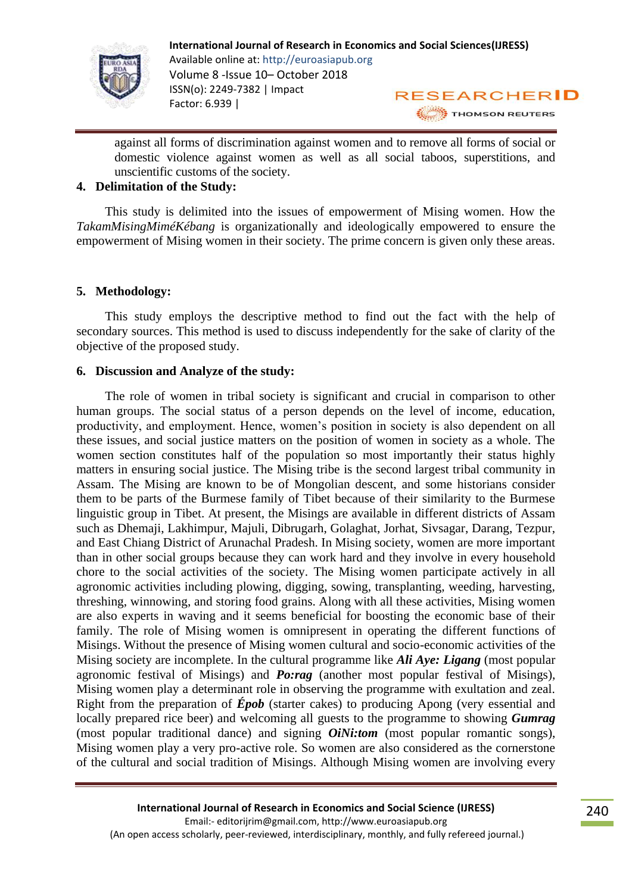against all forms of discrimination against women and to remove all forms of social or domestic violence against women as well as all social taboos, superstitions, and unscientific customs of the society.

## 4. Delimitation of the Study:

This study is delimited into the issues of empowerment of Mising women. How the *TakamMisingMiméKébang* is organizationally and ideologically empowered to ensure the empowerment of Mising women in their society. The prime concern is given only these areas.

## 5. Methodology:

This study employs the descriptive method to find out the fact with the help of secondary sources. This method is used to discuss independently for the sake of clarity of the objective of the proposed study.

## 6. Discussion and Analyze of the study:

The role of women in tribal society is significant and crucial in comparison to other human groups. The social status of a person depends on the level of income, education, productivity, and employment. Hence, women's position in society is also dependent on all these issues, and social justice matters on the position of women in society as a whole. The women section constitutes half of the population so most importantly their status highly matters in ensuring social justice. The Mising tribe is the second largest tribal community in Assam. The Mising are known to be of Mongolian descent, and some historians consider them to be parts of the Burmese family of Tibet because of their similarity to the Burmese linguistic group in Tibet. At present, the Misings are available in different districts of Assam such as Dhemaji, Lakhimpur, Majuli, Dibrugarh, Golaghat, Jorhat, Sivsagar, Darang, Tezpur, and East Chiang District of Arunachal Pradesh. In Mising society, women are more important than in other social groups because they can work hard and they involve in every household chore to the social activities of the society. The Mising women participate actively in all agronomic activities including plowing, digging, sowing, transplanting, weeding, harvesting, threshing, winnowing, and storing food grains. Along with all these activities, Mising women are also experts in waving and it seems beneficial for boosting the economic base of their family. The role of Mising women is omnipresent in operating the different functions of Misings. Without the presence of Mising women cultural and socio-economic activities of the Mising society are incomplete. In the cultural programme like ***Ali Aye: Ligang*** (most popular agronomic festival of Misings) and ***Po:rag*** (another most popular festival of Misings), Mising women play a determinant role in observing the programme with exultation and zeal. Right from the preparation of ***Épob*** (starter cakes) to producing Apong (very essential and locally prepared rice beer) and welcoming all guests to the programme to showing ***Gumrag*** (most popular traditional dance) and signing ***OiNi:tom*** (most popular romantic songs), Mising women play a very pro-active role. So women are also considered as the cornerstone of the cultural and social tradition of Misings. Although Mising women are involving every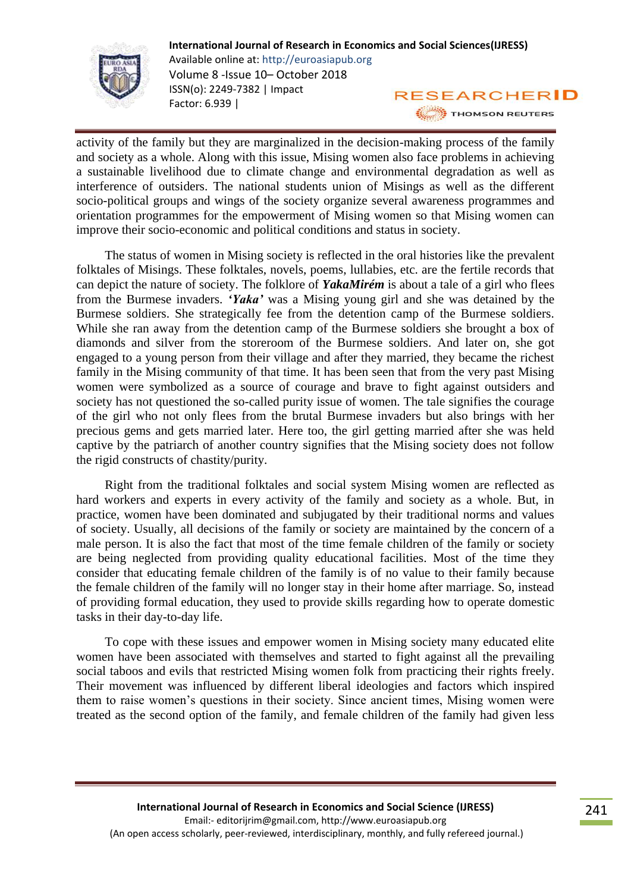activity of the family but they are marginalized in the decision-making process of the family and society as a whole. Along with this issue, Mising women also face problems in achieving a sustainable livelihood due to climate change and environmental degradation as well as interference of outsiders. The national students union of Misings as well as the different socio-political groups and wings of the society organize several awareness programmes and orientation programmes for the empowerment of Mising women so that Mising women can improve their socio-economic and political conditions and status in society.

The status of women in Mising society is reflected in the oral histories like the prevalent folktales of Misings. These folktales, novels, poems, lullabies, etc. are the fertile records that can depict the nature of society. The folklore of ***YakaMirém*** is about a tale of a girl who flees from the Burmese invaders. ***'Yaka'*** was a Mising young girl and she was detained by the Burmese soldiers. She strategically fee from the detention camp of the Burmese soldiers. While she ran away from the detention camp of the Burmese soldiers she brought a box of diamonds and silver from the storeroom of the Burmese soldiers. And later on, she got engaged to a young person from their village and after they married, they became the richest family in the Mising community of that time. It has been seen that from the very past Mising women were symbolized as a source of courage and brave to fight against outsiders and society has not questioned the so-called purity issue of women. The tale signifies the courage of the girl who not only flees from the brutal Burmese invaders but also brings with her precious gems and gets married later. Here too, the girl getting married after she was held captive by the patriarch of another country signifies that the Mising society does not follow the rigid constructs of chastity/purity.

Right from the traditional folktales and social system Mising women are reflected as hard workers and experts in every activity of the family and society as a whole. But, in practice, women have been dominated and subjugated by their traditional norms and values of society. Usually, all decisions of the family or society are maintained by the concern of a male person. It is also the fact that most of the time female children of the family or society are being neglected from providing quality educational facilities. Most of the time they consider that educating female children of the family is of no value to their family because the female children of the family will no longer stay in their home after marriage. So, instead of providing formal education, they used to provide skills regarding how to operate domestic tasks in their day-to-day life.

To cope with these issues and empower women in Mising society many educated elite women have been associated with themselves and started to fight against all the prevailing social taboos and evils that restricted Mising women folk from practicing their rights freely. Their movement was influenced by different liberal ideologies and factors which inspired them to raise women's questions in their society. Since ancient times, Mising women were treated as the second option of the family, and female children of the family had given less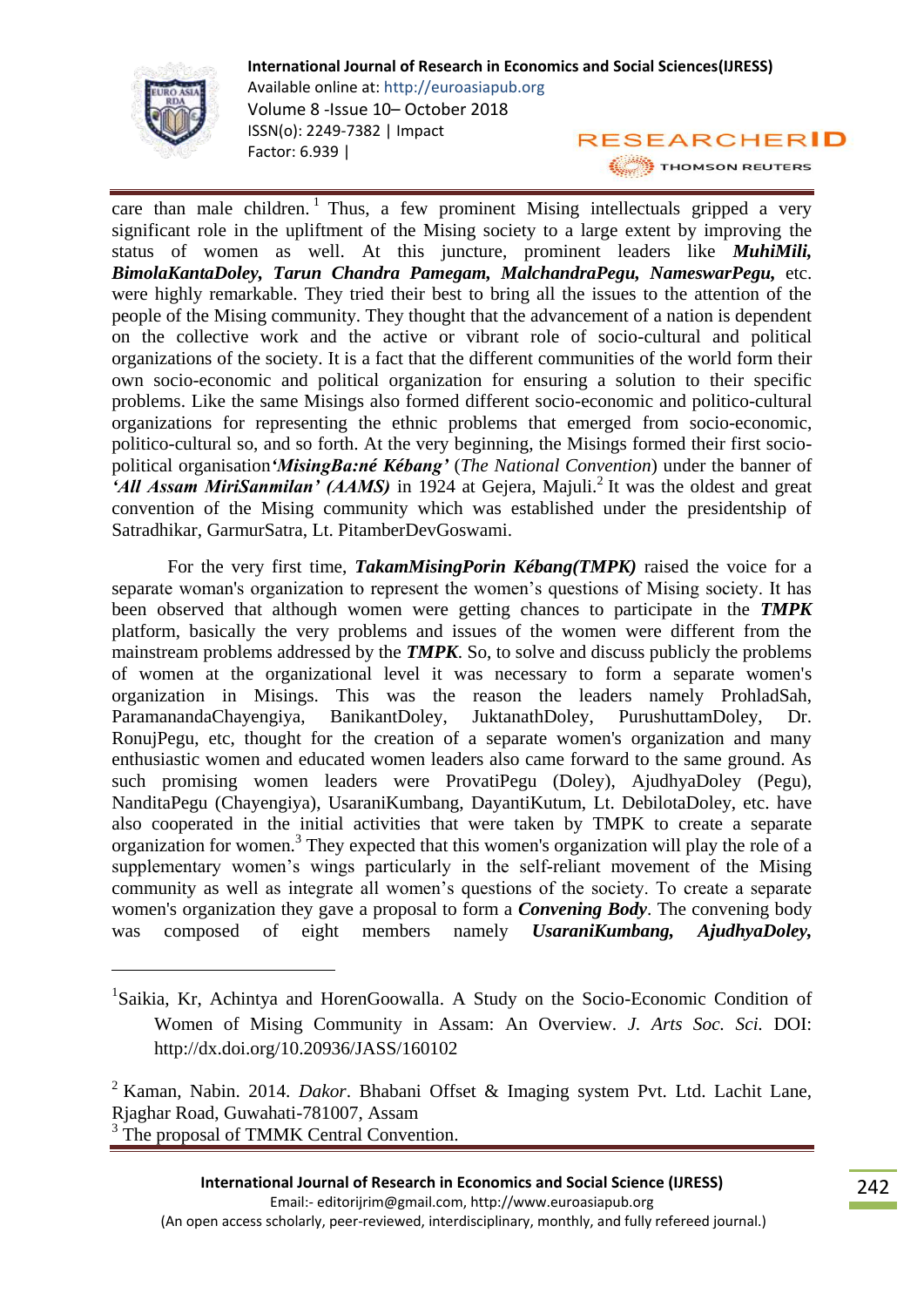care than male children.[1] Thus, a few prominent Mising intellectuals gripped a very significant role in the upliftment of the Mising society to a large extent by improving the status of women as well. At this juncture, prominent leaders like ***MuhiMili, BimolaKantaDoley, Tarun Chandra Pamegam, MalchandraPegu, NameswarPegu,*** etc. were highly remarkable. They tried their best to bring all the issues to the attention of the people of the Mising community. They thought that the advancement of a nation is dependent on the collective work and the active or vibrant role of socio-cultural and political organizations of the society. It is a fact that the different communities of the world form their own socio-economic and political organization for ensuring a solution to their specific problems. Like the same Misings also formed different socio-economic and politico-cultural organizations for representing the ethnic problems that emerged from socio-economic, politico-cultural so, and so forth. At the very beginning, the Misings formed their first socio-political organisation***'MisingBa:né Kébang'*** (*The National Convention*) under the banner of ***'All Assam MiriSanmilan' (AAMS)*** in 1924 at Gejera, Majuli.[2] It was the oldest and great convention of the Mising community which was established under the presidentship of Satradhikar, GarmurSatra, Lt. PitamberDevGoswami.

For the very first time, ***TakamMisingPorin Kébang(TMPK)*** raised the voice for a separate woman's organization to represent the women's questions of Mising society. It has been observed that although women were getting chances to participate in the ***TMPK*** platform, basically the very problems and issues of the women were different from the mainstream problems addressed by the ***TMPK***. So, to solve and discuss publicly the problems of women at the organizational level it was necessary to form a separate women's organization in Misings. This was the reason the leaders namely ProhladSah, ParamanandaChayengiya, BanikantDoley, JuktanathDoley, PurushuttamDoley, Dr. RonujPegu, etc, thought for the creation of a separate women's organization and many enthusiastic women and educated women leaders also came forward to the same ground. As such promising women leaders were ProvatiPegu (Doley), AjudhyaDoley (Pegu), NanditaPegu (Chayengiya), UsaraniKumbang, DayantiKutum, Lt. DebilotaDoley, etc. have also cooperated in the initial activities that were taken by TMPK to create a separate organization for women.[3] They expected that this women's organization will play the role of a supplementary women's wings particularly in the self-reliant movement of the Mising community as well as integrate all women's questions of the society. To create a separate women's organization they gave a proposal to form a ***Convening Body***. The convening body was composed of eight members namely ***UsaraniKumbang, AjudhyaDoley,***

---

[1] Saikia, Kr, Achintya and HorenGoowalla. A Study on the Socio-Economic Condition of Women of Mising Community in Assam: An Overview. *J. Arts Soc. Sci.* DOI: http://dx.doi.org/10.20936/JASS/160102

[2] Kaman, Nabin. 2014. *Dakor*. Bhabani Offset & Imaging system Pvt. Ltd. Lachit Lane, Rjaghar Road, Guwahati-781007, Assam

[3] The proposal of TMMK Central Convention.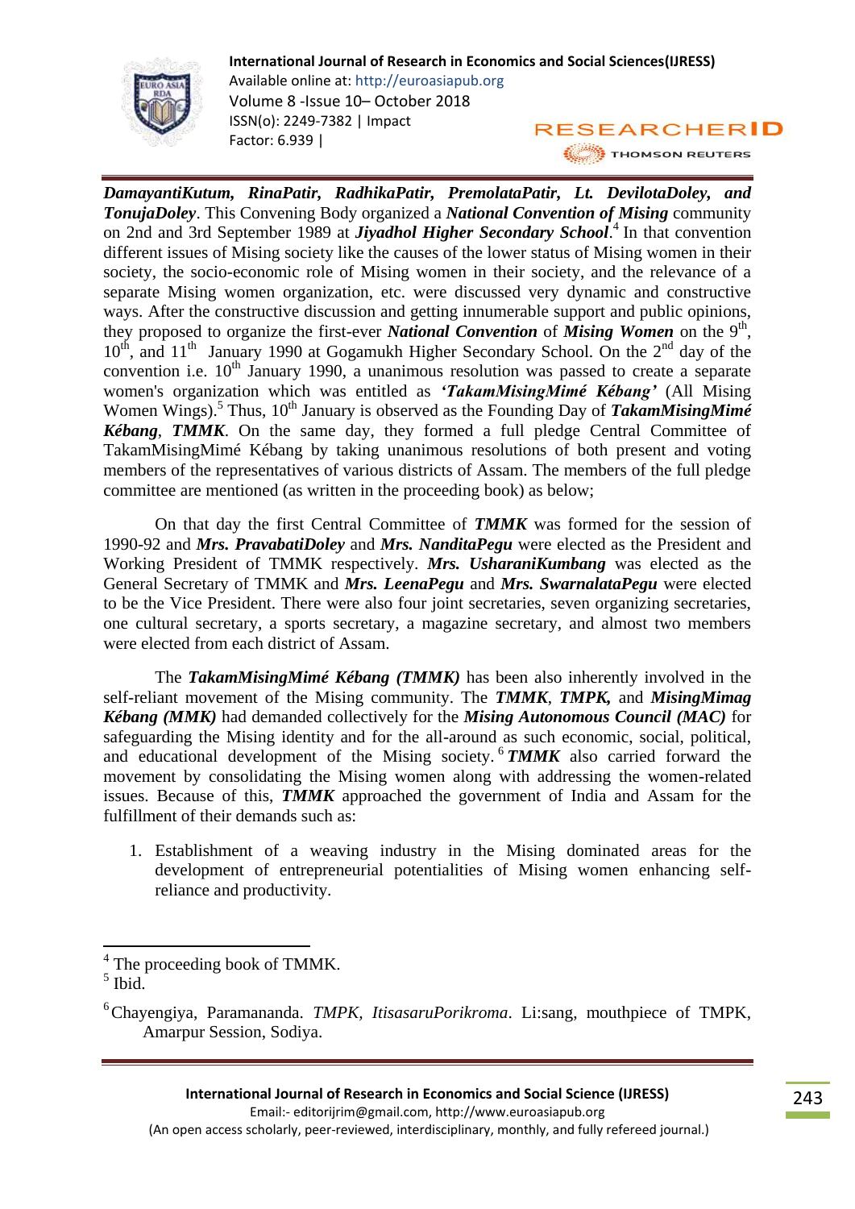***DamayantiKutum, RinaPatir, RadhikaPatir, PremolataPatir, Lt. DevilotaDoley, and TonujaDoley***. This Convening Body organized a ***National Convention of Mising*** community on 2nd and 3rd September 1989 at ***Jiyadhol Higher Secondary School***.[4] In that convention different issues of Mising society like the causes of the lower status of Mising women in their society, the socio-economic role of Mising women in their society, and the relevance of a separate Mising women organization, etc. were discussed very dynamic and constructive ways. After the constructive discussion and getting innumerable support and public opinions, they proposed to organize the first-ever ***National Convention*** of ***Mising Women*** on the 9th, 10th, and 11th January 1990 at Gogamukh Higher Secondary School. On the 2nd day of the convention i.e. 10th January 1990, a unanimous resolution was passed to create a separate women's organization which was entitled as ***'TakamMisingMimé Kébang'*** (All Mising Women Wings).[5] Thus, 10th January is observed as the Founding Day of ***TakamMisingMimé Kébang***, ***TMMK***. On the same day, they formed a full pledge Central Committee of TakamMisingMimé Kébang by taking unanimous resolutions of both present and voting members of the representatives of various districts of Assam. The members of the full pledge committee are mentioned (as written in the proceeding book) as below;

On that day the first Central Committee of ***TMMK*** was formed for the session of 1990-92 and ***Mrs. PravabatiDoley*** and ***Mrs. NanditaPegu*** were elected as the President and Working President of TMMK respectively. ***Mrs. UsharaniKumbang*** was elected as the General Secretary of TMMK and ***Mrs. LeenaPegu*** and ***Mrs. SwarnalataPegu*** were elected to be the Vice President. There were also four joint secretaries, seven organizing secretaries, one cultural secretary, a sports secretary, a magazine secretary, and almost two members were elected from each district of Assam.

The ***TakamMisingMimé Kébang (TMMK)*** has been also inherently involved in the self-reliant movement of the Mising community. The ***TMMK***, ***TMPK,*** and ***MisingMimag Kébang (MMK)*** had demanded collectively for the ***Mising Autonomous Council (MAC)*** for safeguarding the Mising identity and for the all-around as such economic, social, political, and educational development of the Mising society.[6] ***TMMK*** also carried forward the movement by consolidating the Mising women along with addressing the women-related issues. Because of this, ***TMMK*** approached the government of India and Assam for the fulfillment of their demands such as:

1. Establishment of a weaving industry in the Mising dominated areas for the development of entrepreneurial potentialities of Mising women enhancing self-reliance and productivity.

---

[4] The proceeding book of TMMK.

[5] Ibid.

[6] Chayengiya, Paramananda. *TMPK, ItisasaruPorikroma*. Li:sang, mouthpiece of TMPK, Amarpur Session, Sodiya.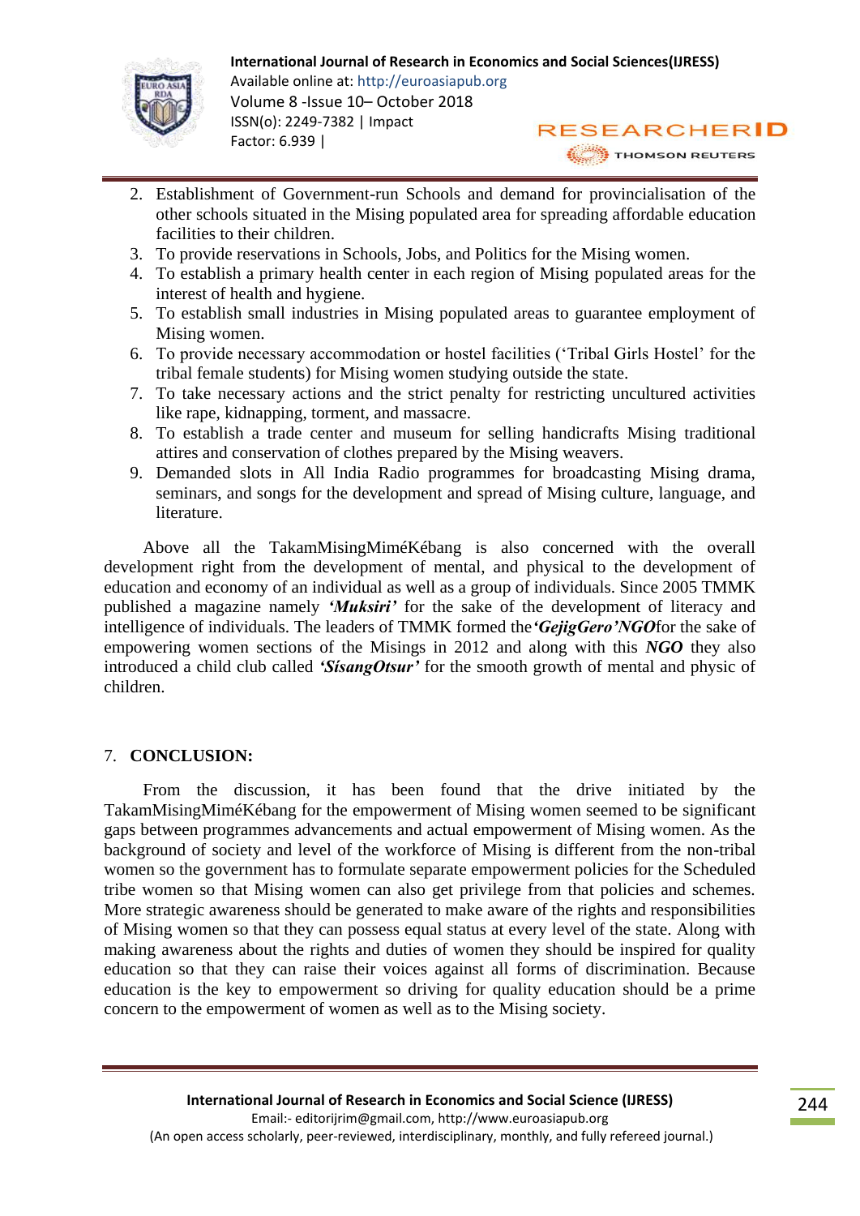2. Establishment of Government-run Schools and demand for provincialisation of the other schools situated in the Mising populated area for spreading affordable education facilities to their children.
3. To provide reservations in Schools, Jobs, and Politics for the Mising women.
4. To establish a primary health center in each region of Mising populated areas for the interest of health and hygiene.
5. To establish small industries in Mising populated areas to guarantee employment of Mising women.
6. To provide necessary accommodation or hostel facilities ('Tribal Girls Hostel' for the tribal female students) for Mising women studying outside the state.
7. To take necessary actions and the strict penalty for restricting uncultured activities like rape, kidnapping, torment, and massacre.
8. To establish a trade center and museum for selling handicrafts Mising traditional attires and conservation of clothes prepared by the Mising weavers.
9. Demanded slots in All India Radio programmes for broadcasting Mising drama, seminars, and songs for the development and spread of Mising culture, language, and literature.

Above all the TakamMisingMiméKébang is also concerned with the overall development right from the development of mental, and physical to the development of education and economy of an individual as well as a group of individuals. Since 2005 TMMK published a magazine namely ***'Muksiri'*** for the sake of the development of literacy and intelligence of individuals. The leaders of TMMK formed the ***'GejigGero'NGO***for the sake of empowering women sections of the Misings in 2012 and along with this ***NGO*** they also introduced a child club called ***'SisangOtsur'*** for the smooth growth of mental and physic of children.

## 7. CONCLUSION:

From the discussion, it has been found that the drive initiated by the TakamMisingMiméKébang for the empowerment of Mising women seemed to be significant gaps between programmes advancements and actual empowerment of Mising women. As the background of society and level of the workforce of Mising is different from the non-tribal women so the government has to formulate separate empowerment policies for the Scheduled tribe women so that Mising women can also get privilege from that policies and schemes. More strategic awareness should be generated to make aware of the rights and responsibilities of Mising women so that they can possess equal status at every level of the state. Along with making awareness about the rights and duties of women they should be inspired for quality education so that they can raise their voices against all forms of discrimination. Because education is the key to empowerment so driving for quality education should be a prime concern to the empowerment of women as well as to the Mising society.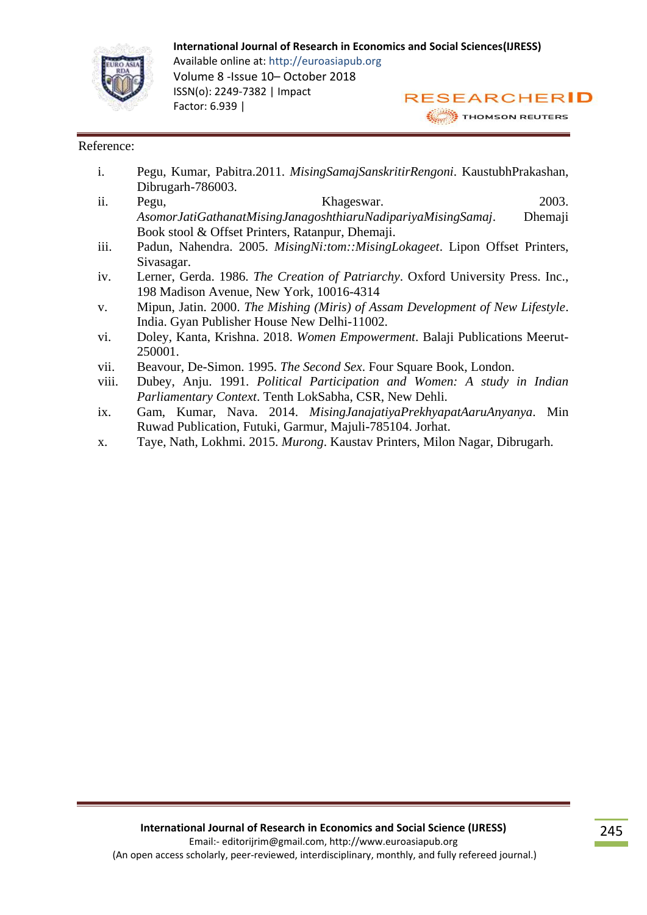Reference:

i. Pegu, Kumar, Pabitra.2011. *MisingSamajSanskritirRengoni*. KaustubhPrakashan, Dibrugarh-786003.

ii. Pegu, Khageswar. 2003. *AsomorJatiGathanatMisingJanagoshthiaruNadipariyaMisingSamaj*. Dhemaji Book stool & Offset Printers, Ratanpur, Dhemaji.

iii. Padun, Nahendra. 2005. *MisingNi:tom::MisingLokageet*. Lipon Offset Printers, Sivasagar.

iv. Lerner, Gerda. 1986. *The Creation of Patriarchy*. Oxford University Press. Inc., 198 Madison Avenue, New York, 10016-4314

v. Mipun, Jatin. 2000. *The Mishing (Miris) of Assam Development of New Lifestyle*. India. Gyan Publisher House New Delhi-11002.

vi. Doley, Kanta, Krishna. 2018. *Women Empowerment*. Balaji Publications Meerut-250001.

vii. Beavour, De-Simon. 1995. *The Second Sex*. Four Square Book, London.

viii. Dubey, Anju. 1991. *Political Participation and Women: A study in Indian Parliamentary Context*. Tenth LokSabha, CSR, New Dehli.

ix. Gam, Kumar, Nava. 2014. *MisingJanajatiyaPrekhyapatAaruAnyanya*. Min Ruwad Publication, Futuki, Garmur, Majuli-785104. Jorhat.

x. Taye, Nath, Lokhmi. 2015. *Murong*. Kaustav Printers, Milon Nagar, Dibrugarh.